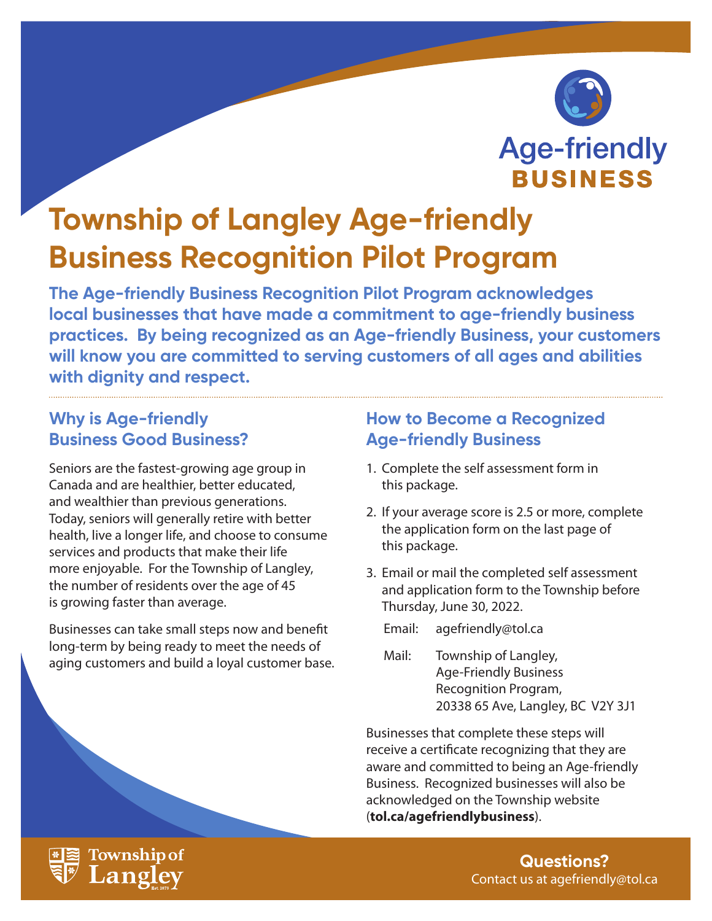Age-friendly
**BUSINESS**

# Township of Langley Age-friendly Business Recognition Pilot Program

**The Age-friendly Business Recognition Pilot Program acknowledges local businesses that have made a commitment to age-friendly business practices. By being recognized as an Age-friendly Business, your customers will know you are committed to serving customers of all ages and abilities with dignity and respect.**

## Why is Age-friendly Business Good Business?

Seniors are the fastest-growing age group in Canada and are healthier, better educated, and wealthier than previous generations. Today, seniors will generally retire with better health, live a longer life, and choose to consume services and products that make their life more enjoyable. For the Township of Langley, the number of residents over the age of 45 is growing faster than average.

Businesses can take small steps now and benefit long-term by being ready to meet the needs of aging customers and build a loyal customer base.

## How to Become a Recognized Age-friendly Business

1. Complete the self assessment form in this package.
2. If your average score is 2.5 or more, complete the application form on the last page of this package.
3. Email or mail the completed self assessment and application form to the Township before Thursday, June 30, 2022.

   Email: agefriendly@tol.ca

   Mail: Township of Langley,
   Age-Friendly Business
   Recognition Program,
   20338 65 Ave, Langley, BC V2Y 3J1

Businesses that complete these steps will receive a certificate recognizing that they are aware and committed to being an Age-friendly Business. Recognized businesses will also be acknowledged on the Township website (**tol.ca/agefriendlybusiness**).

Township of Langley

**Questions?**
Contact us at agefriendly@tol.ca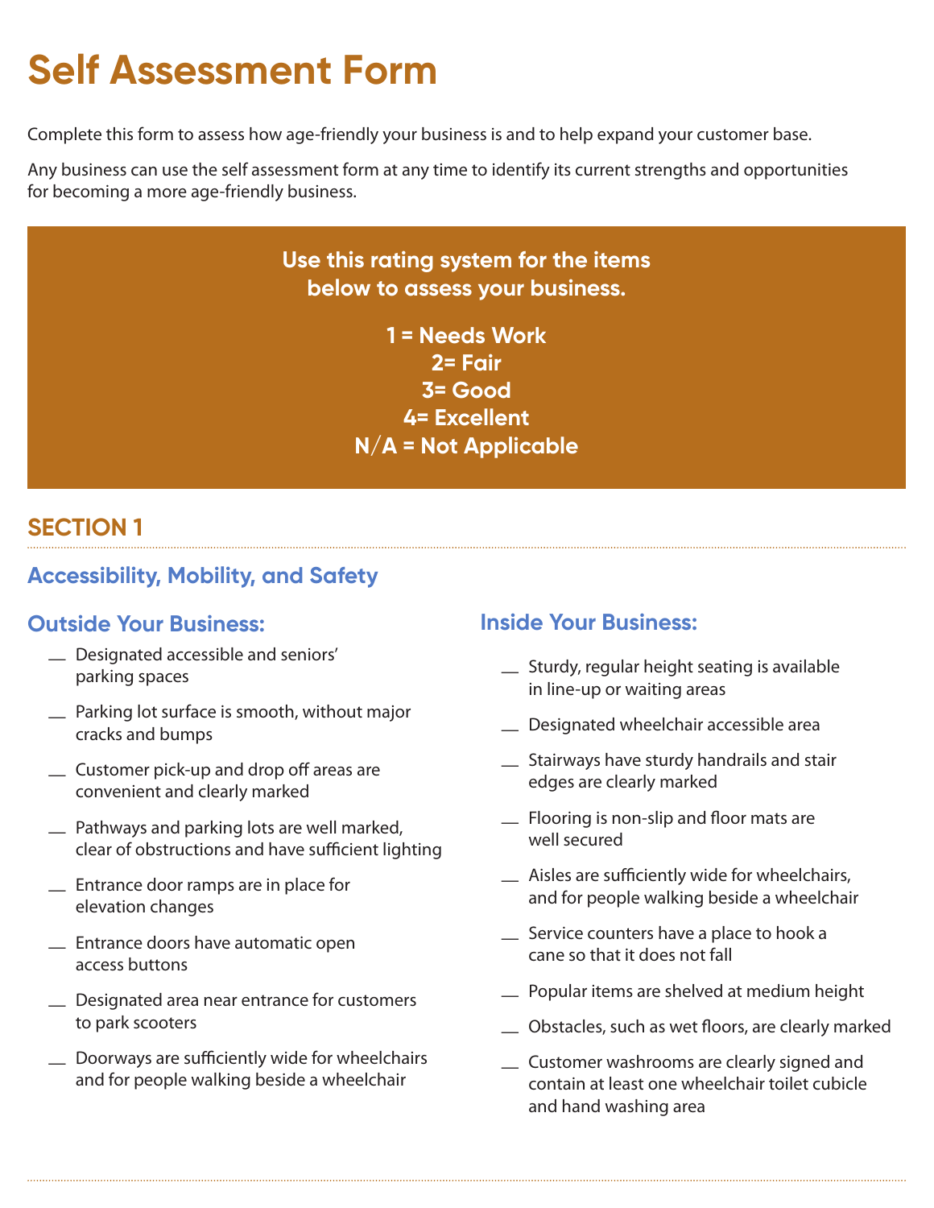# Self Assessment Form

Complete this form to assess how age-friendly your business is and to help expand your customer base.

Any business can use the self assessment form at any time to identify its current strengths and opportunities for becoming a more age-friendly business.

**Use this rating system for the items below to assess your business.**

**1 = Needs Work**
**2= Fair**
**3= Good**
**4= Excellent**
**N/A = Not Applicable**

## SECTION 1

### Accessibility, Mobility, and Safety

#### Outside Your Business:

- __ Designated accessible and seniors' parking spaces
- __ Parking lot surface is smooth, without major cracks and bumps
- __ Customer pick-up and drop off areas are convenient and clearly marked
- __ Pathways and parking lots are well marked, clear of obstructions and have sufficient lighting
- __ Entrance door ramps are in place for elevation changes
- __ Entrance doors have automatic open access buttons
- __ Designated area near entrance for customers to park scooters
- __ Doorways are sufficiently wide for wheelchairs and for people walking beside a wheelchair

#### Inside Your Business:

- __ Sturdy, regular height seating is available in line-up or waiting areas
- __ Designated wheelchair accessible area
- __ Stairways have sturdy handrails and stair edges are clearly marked
- __ Flooring is non-slip and floor mats are well secured
- __ Aisles are sufficiently wide for wheelchairs, and for people walking beside a wheelchair
- __ Service counters have a place to hook a cane so that it does not fall
- __ Popular items are shelved at medium height
- __ Obstacles, such as wet floors, are clearly marked
- __ Customer washrooms are clearly signed and contain at least one wheelchair toilet cubicle and hand washing area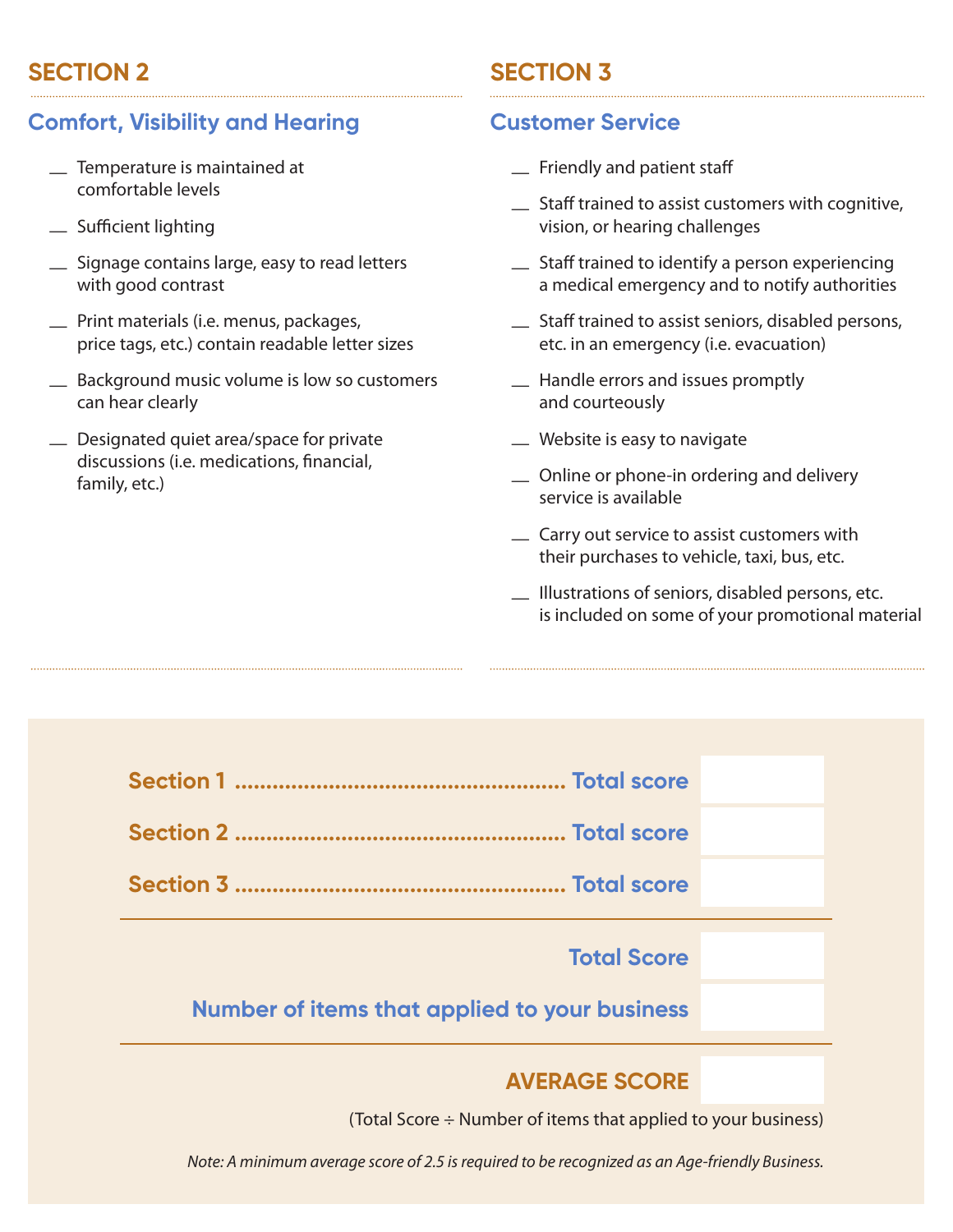## SECTION 2

### Comfort, Visibility and Hearing

- __ Temperature is maintained at comfortable levels
- __ Sufficient lighting
- __ Signage contains large, easy to read letters with good contrast
- __ Print materials (i.e. menus, packages, price tags, etc.) contain readable letter sizes
- __ Background music volume is low so customers can hear clearly
- __ Designated quiet area/space for private discussions (i.e. medications, financial, family, etc.)

## SECTION 3

### Customer Service

- __ Friendly and patient staff
- __ Staff trained to assist customers with cognitive, vision, or hearing challenges
- __ Staff trained to identify a person experiencing a medical emergency and to notify authorities
- __ Staff trained to assist seniors, disabled persons, etc. in an emergency (i.e. evacuation)
- __ Handle errors and issues promptly and courteously
- __ Website is easy to navigate
- __ Online or phone-in ordering and delivery service is available
- __ Carry out service to assist customers with their purchases to vehicle, taxi, bus, etc.
- __ Illustrations of seniors, disabled persons, etc. is included on some of your promotional material

| | |
|---|---|
| **Section 1** ............ **Total score** | |
| **Section 2** ............ **Total score** | |
| **Section 3** ............ **Total score** | |
| **Total Score** | |
| **Number of items that applied to your business** | |
| **AVERAGE SCORE** | |

(Total Score ÷ Number of items that applied to your business)

*Note: A minimum average score of 2.5 is required to be recognized as an Age-friendly Business.*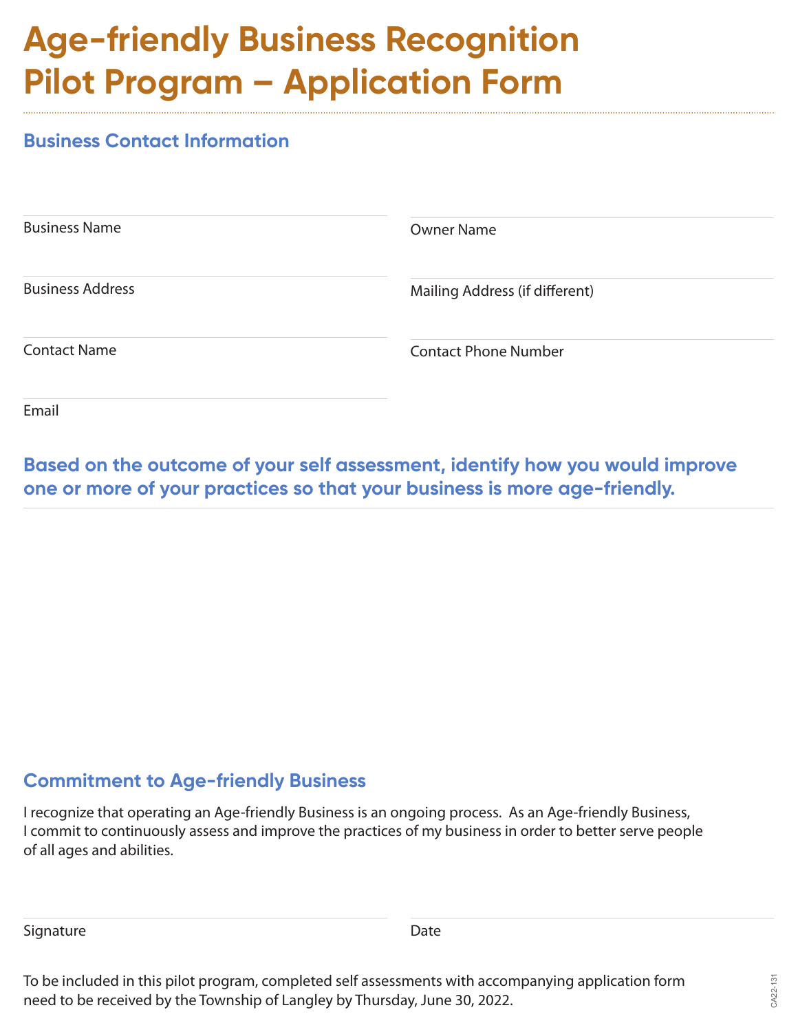# Age-friendly Business Recognition Pilot Program – Application Form

## Business Contact Information

Business Name

Owner Name

Business Address

Mailing Address (if different)

Contact Name

Contact Phone Number

Email

## Based on the outcome of your self assessment, identify how you would improve one or more of your practices so that your business is more age-friendly.

## Commitment to Age-friendly Business

I recognize that operating an Age-friendly Business is an ongoing process. As an Age-friendly Business, I commit to continuously assess and improve the practices of my business in order to better serve people of all ages and abilities.

Signature

Date

To be included in this pilot program, completed self assessments with accompanying application form need to be received by the Township of Langley by Thursday, June 30, 2022.

CA22-131